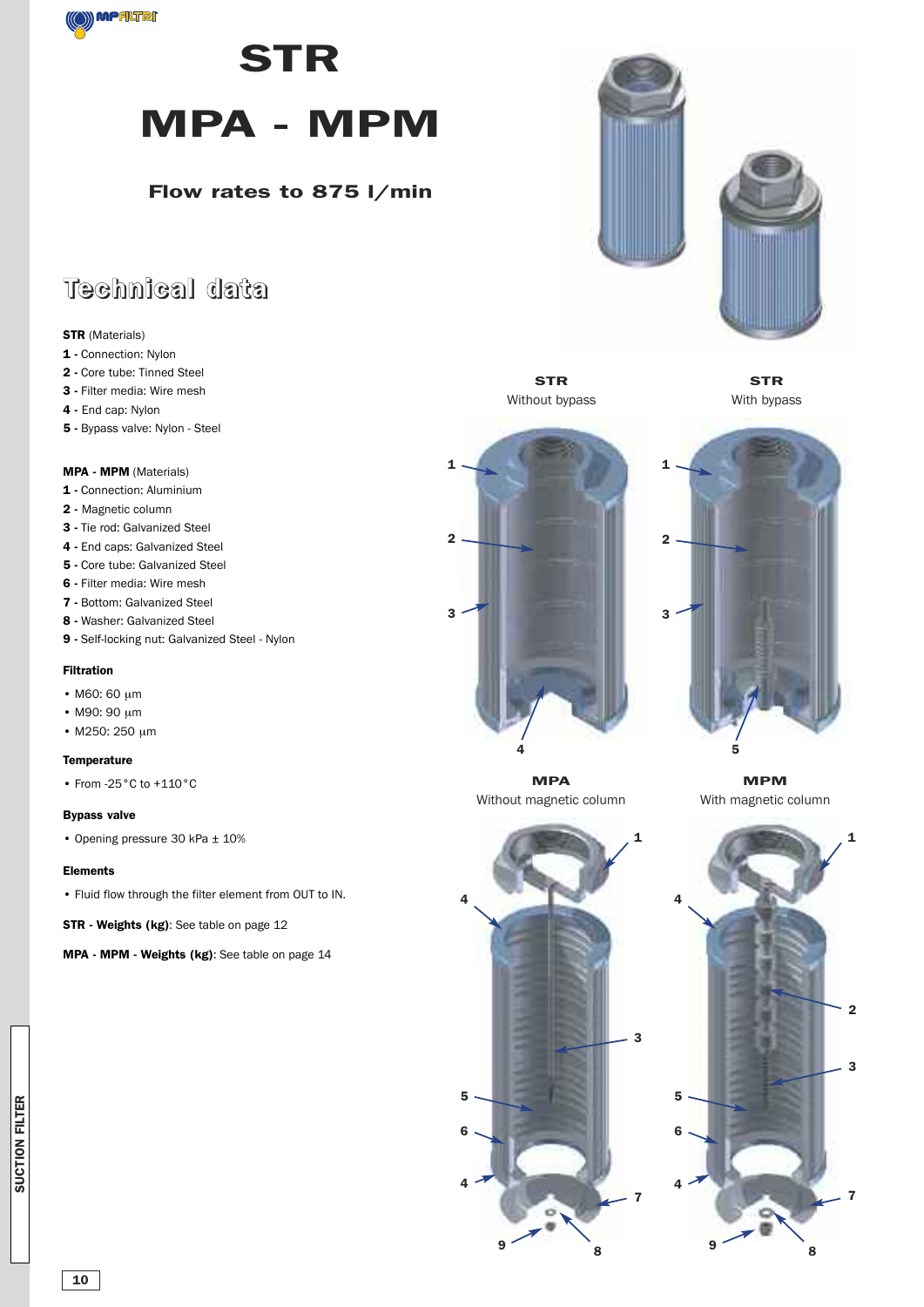# STR

# MPA - MPM

### Flow rates to 875 l/min

## Technical data

**STR** (Materials)
**1 -** Connection: Nylon
**2 -** Core tube: Tinned Steel
**3 -** Filter media: Wire mesh
**4 -** End cap: Nylon
**5 -** Bypass valve: Nylon - Steel

**MPA - MPM** (Materials)
**1 -** Connection: Aluminium
**2 -** Magnetic column
**3 -** Tie rod: Galvanized Steel
**4 -** End caps: Galvanized Steel
**5 -** Core tube: Galvanized Steel
**6 -** Filter media: Wire mesh
**7 -** Bottom: Galvanized Steel
**8 -** Washer: Galvanized Steel
**9 -** Self-locking nut: Galvanized Steel - Nylon

**Filtration**

- M60: 60 µm
- M90: 90 µm
- M250: 250 µm

**Temperature**

- From -25°C to +110°C

**Bypass valve**

- Opening pressure 30 kPa ± 10%

**Elements**

- Fluid flow through the filter element from OUT to IN.

**STR - Weights (kg)**: See table on page 12

**MPA - MPM - Weights (kg)**: See table on page 14

**STR**
Without bypass

**STR**
With bypass

**MPA**
Without magnetic column

**MPM**
With magnetic column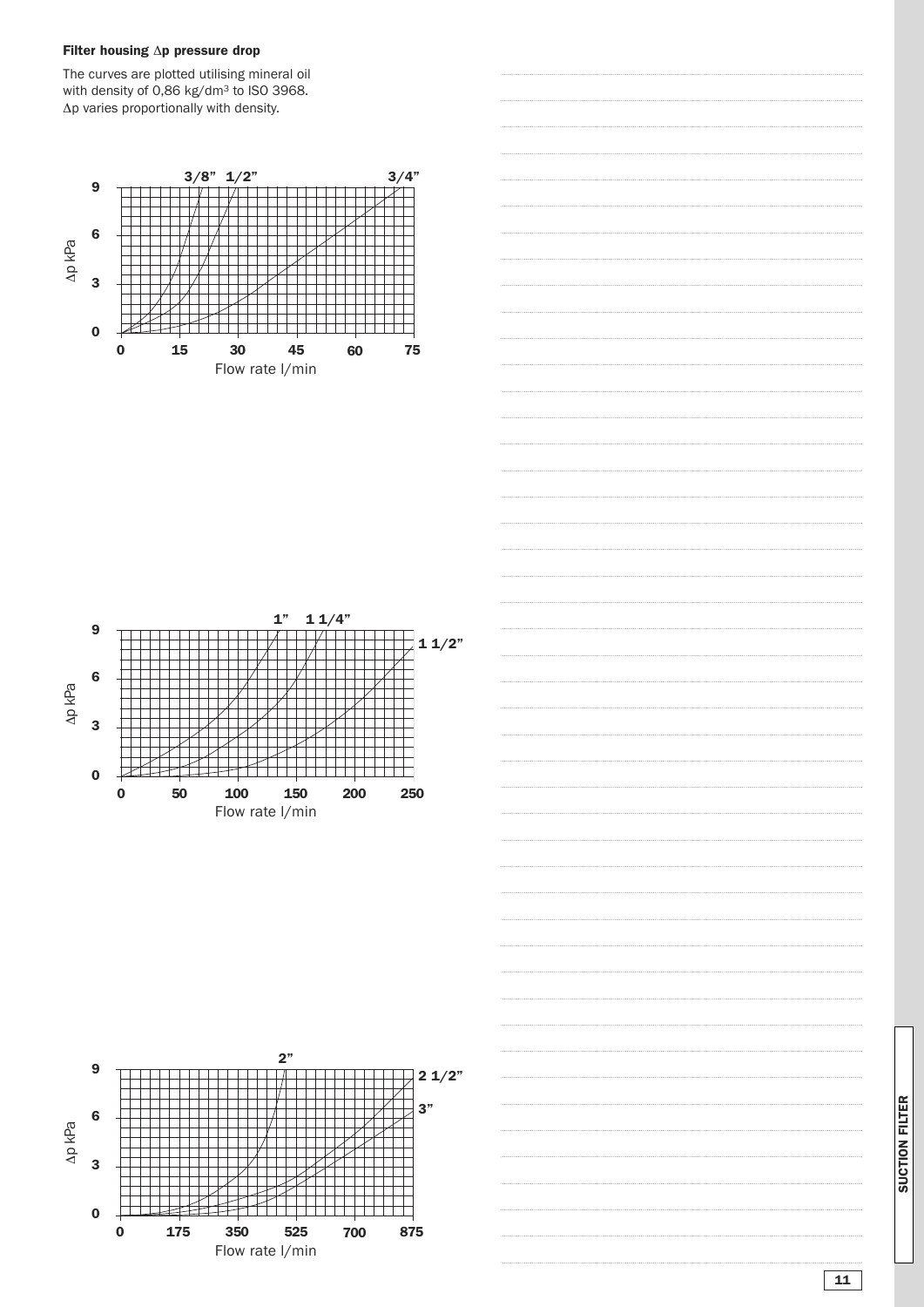#### Filter housing Δp pressure drop

The curves are plotted utilising mineral oil with density of 0,86 kg/dm³ to ISO 3968. Δp varies proportionally with density.

Δp kPa: 0, 3, 6, 9 — Flow rate l/min: 0, 15, 30, 45, 60, 75 — Curves: 3/8", 1/2", 3/4"

Δp kPa: 0, 3, 6, 9 — Flow rate l/min: 0, 50, 100, 150, 200, 250 — Curves: 1", 1 1/4", 1 1/2"

Δp kPa: 0, 3, 6, 9 — Flow rate l/min: 0, 175, 350, 525, 700, 875 — Curves: 2", 2 1/2", 3"

SUCTION FILTER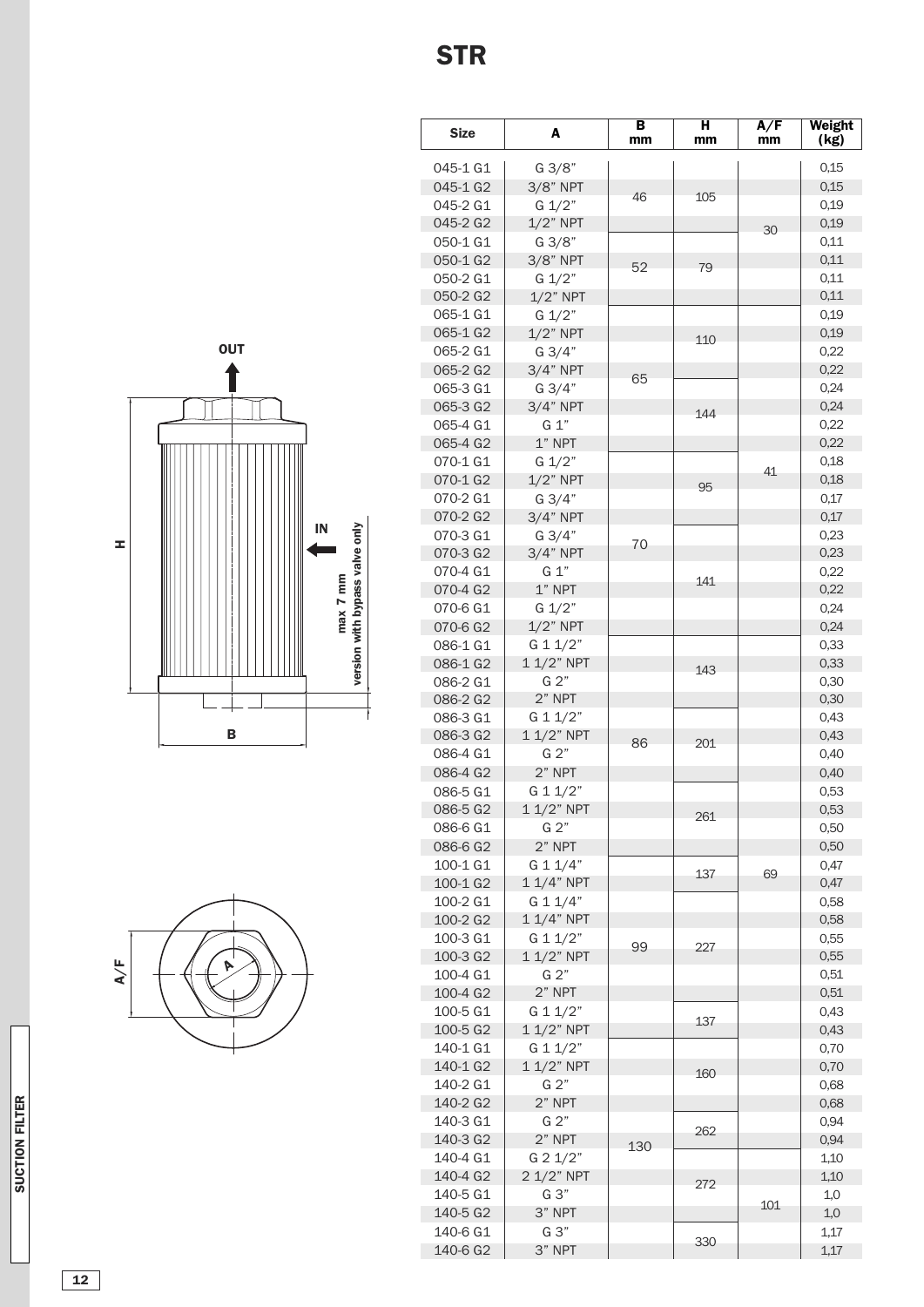# STR

OUT

IN

H

max 7 mm
version with bypass valve only

B

A/F

A

| Size | A | B mm | H mm | A/F mm | Weight (kg) |
|---|---|---|---|---|---|
| 045-1 G1 | G 3/8" | 46 | 105 | 30 | 0,15 |
| 045-1 G2 | 3/8" NPT | 46 | 105 | 30 | 0,15 |
| 045-2 G1 | G 1/2" | 46 | 105 | 30 | 0,19 |
| 045-2 G2 | 1/2" NPT | 46 | 105 | 30 | 0,19 |
| 050-1 G1 | G 3/8" | 52 | 79 | 30 | 0,11 |
| 050-1 G2 | 3/8" NPT | 52 | 79 | 30 | 0,11 |
| 050-2 G1 | G 1/2" | 52 | 79 | 30 | 0,11 |
| 050-2 G2 | 1/2" NPT | 52 | 79 | 30 | 0,11 |
| 065-1 G1 | G 1/2" | 65 | 110 | 41 | 0,19 |
| 065-1 G2 | 1/2" NPT | 65 | 110 | 41 | 0,19 |
| 065-2 G1 | G 3/4" | 65 | 110 | 41 | 0,22 |
| 065-2 G2 | 3/4" NPT | 65 | 110 | 41 | 0,22 |
| 065-3 G1 | G 3/4" | 65 | 144 | 41 | 0,24 |
| 065-3 G2 | 3/4" NPT | 65 | 144 | 41 | 0,24 |
| 065-4 G1 | G 1" | 65 | 144 | 41 | 0,22 |
| 065-4 G2 | 1" NPT | 65 | 144 | 41 | 0,22 |
| 070-1 G1 | G 1/2" | 70 | 95 | 41 | 0,18 |
| 070-1 G2 | 1/2" NPT | 70 | 95 | 41 | 0,18 |
| 070-2 G1 | G 3/4" | 70 | 95 | 41 | 0,17 |
| 070-2 G2 | 3/4" NPT | 70 | 95 | 41 | 0,17 |
| 070-3 G1 | G 3/4" | 70 | 141 | 41 | 0,23 |
| 070-3 G2 | 3/4" NPT | 70 | 141 | 41 | 0,23 |
| 070-4 G1 | G 1" | 70 | 141 | 41 | 0,22 |
| 070-4 G2 | 1" NPT | 70 | 141 | 41 | 0,22 |
| 070-6 G1 | G 1/2" | 70 | 141 | 41 | 0,24 |
| 070-6 G2 | 1/2" NPT | 70 | 141 | 41 | 0,24 |
| 086-1 G1 | G 1 1/2" | 86 | 143 | 69 | 0,33 |
| 086-1 G2 | 1 1/2" NPT | 86 | 143 | 69 | 0,33 |
| 086-2 G1 | G 2" | 86 | 143 | 69 | 0,30 |
| 086-2 G2 | 2" NPT | 86 | 143 | 69 | 0,30 |
| 086-3 G1 | G 1 1/2" | 86 | 201 | 69 | 0,43 |
| 086-3 G2 | 1 1/2" NPT | 86 | 201 | 69 | 0,43 |
| 086-4 G1 | G 2" | 86 | 201 | 69 | 0,40 |
| 086-4 G2 | 2" NPT | 86 | 201 | 69 | 0,40 |
| 086-5 G1 | G 1 1/2" | 86 | 261 | 69 | 0,53 |
| 086-5 G2 | 1 1/2" NPT | 86 | 261 | 69 | 0,53 |
| 086-6 G1 | G 2" | 86 | 261 | 69 | 0,50 |
| 086-6 G2 | 2" NPT | 86 | 261 | 69 | 0,50 |
| 100-1 G1 | G 1 1/4" | 99 | 137 | 69 | 0,47 |
| 100-1 G2 | 1 1/4" NPT | 99 | 137 | 69 | 0,47 |
| 100-2 G1 | G 1 1/4" | 99 | 227 | 69 | 0,58 |
| 100-2 G2 | 1 1/4" NPT | 99 | 227 | 69 | 0,58 |
| 100-3 G1 | G 1 1/2" | 99 | 227 | 69 | 0,55 |
| 100-3 G2 | 1 1/2" NPT | 99 | 227 | 69 | 0,55 |
| 100-4 G1 | G 2" | 99 | 227 | 69 | 0,51 |
| 100-4 G2 | 2" NPT | 99 | 227 | 69 | 0,51 |
| 100-5 G1 | G 1 1/2" | 99 | 137 | 69 | 0,43 |
| 100-5 G2 | 1 1/2" NPT | 99 | 137 | 69 | 0,43 |
| 140-1 G1 | G 1 1/2" | 130 | 160 | 69 | 0,70 |
| 140-1 G2 | 1 1/2" NPT | 130 | 160 | 69 | 0,70 |
| 140-2 G1 | G 2" | 130 | 160 | 69 | 0,68 |
| 140-2 G2 | 2" NPT | 130 | 160 | 69 | 0,68 |
| 140-3 G1 | G 2" | 130 | 262 | 69 | 0,94 |
| 140-3 G2 | 2" NPT | 130 | 262 | 69 | 0,94 |
| 140-4 G1 | G 2 1/2" | 130 | 272 | 101 | 1,10 |
| 140-4 G2 | 2 1/2" NPT | 130 | 272 | 101 | 1,10 |
| 140-5 G1 | G 3" | 130 | 272 | 101 | 1,0 |
| 140-5 G2 | 3" NPT | 130 | 272 | 101 | 1,0 |
| 140-6 G1 | G 3" | 130 | 330 | 101 | 1,17 |
| 140-6 G2 | 3" NPT | 130 | 330 | 101 | 1,17 |

SUCTION FILTER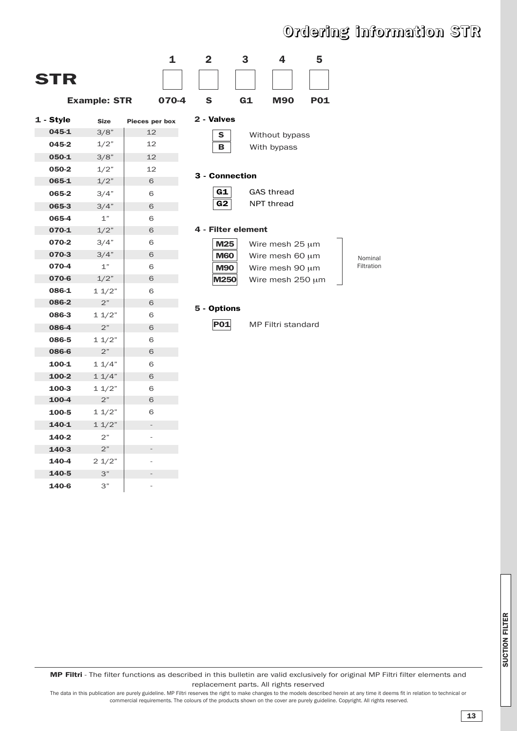# Ordering information STR

| | 1 | 2 | 3 | 4 | 5 |
|---|---|---|---|---|---|
| **STR** | | | | | |
| **Example: STR** | **070-4** | **S** | **G1** | **M90** | **P01** |

**1 - Style**

| Style | Size | Pieces per box |
|---|---|---|
| 045-1 | 3/8" | 12 |
| 045-2 | 1/2" | 12 |
| 050-1 | 3/8" | 12 |
| 050-2 | 1/2" | 12 |
| 065-1 | 1/2" | 6 |
| 065-2 | 3/4" | 6 |
| 065-3 | 3/4" | 6 |
| 065-4 | 1" | 6 |
| 070-1 | 1/2" | 6 |
| 070-2 | 3/4" | 6 |
| 070-3 | 3/4" | 6 |
| 070-4 | 1" | 6 |
| 070-6 | 1/2" | 6 |
| 086-1 | 1 1/2" | 6 |
| 086-2 | 2" | 6 |
| 086-3 | 1 1/2" | 6 |
| 086-4 | 2" | 6 |
| 086-5 | 1 1/2" | 6 |
| 086-6 | 2" | 6 |
| 100-1 | 1 1/4" | 6 |
| 100-2 | 1 1/4" | 6 |
| 100-3 | 1 1/2" | 6 |
| 100-4 | 2" | 6 |
| 100-5 | 1 1/2" | 6 |
| 140-1 | 1 1/2" | - |
| 140-2 | 2" | - |
| 140-3 | 2" | - |
| 140-4 | 2 1/2" | - |
| 140-5 | 3" | - |
| 140-6 | 3" | - |

**2 - Valves**

| Code | Description |
|---|---|
| S | Without bypass |
| B | With bypass |

**3 - Connection**

| Code | Description |
|---|---|
| G1 | GAS thread |
| G2 | NPT thread |

**4 - Filter element**

| Code | Description | |
|---|---|---|
| M25 | Wire mesh 25 μm | Nominal Filtration |
| M60 | Wire mesh 60 μm | |
| M90 | Wire mesh 90 μm | |
| M250 | Wire mesh 250 μm | |

**5 - Options**

| Code | Description |
|---|---|
| P01 | MP Filtri standard |

**MP Filtri** - The filter functions as described in this bulletin are valid exclusively for original MP Filtri filter elements and replacement parts. All rights reserved

The data in this publication are purely guideline. MP Filtri reserves the right to make changes to the models described herein at any time it deems fit in relation to technical or commercial requirements. The colours of the products shown on the cover are purely guideline. Copyright. All rights reserved.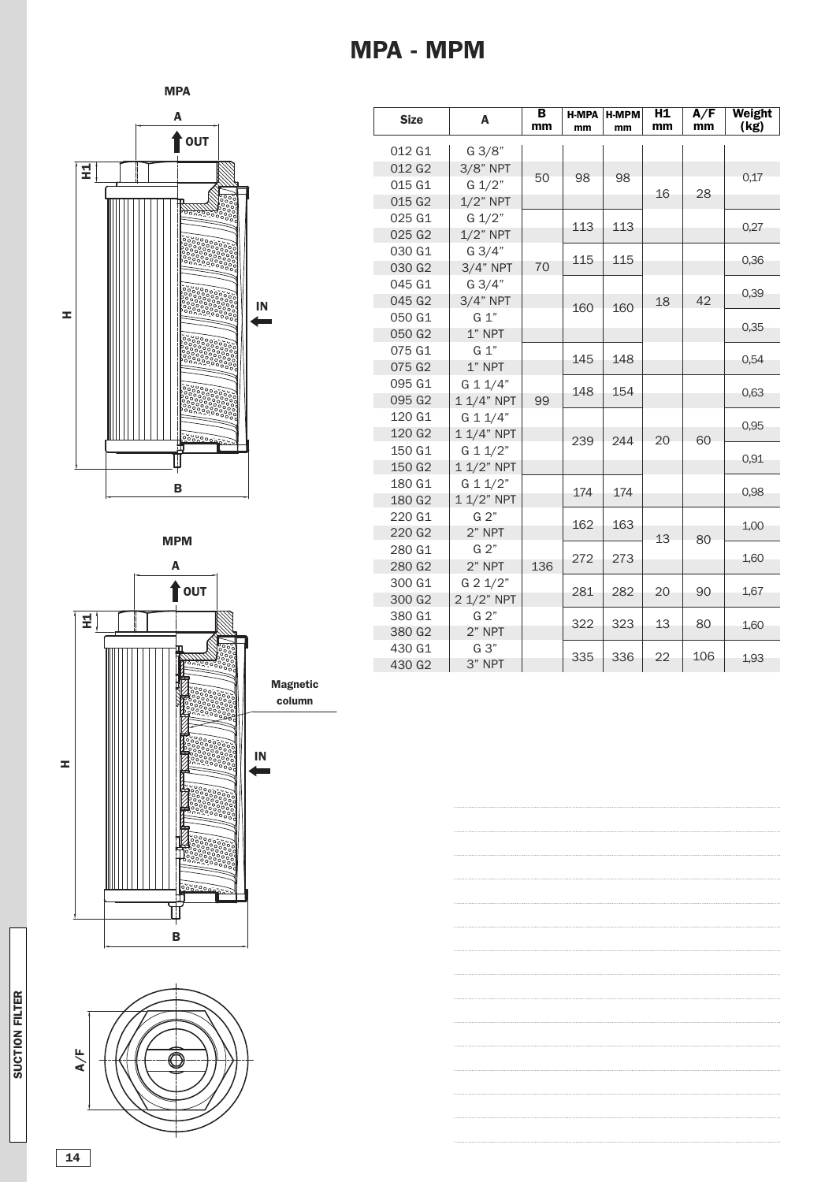# MPA - MPM

| Size | A | B mm | H-MPA mm | H-MPM mm | H1 mm | A/F mm | Weight (kg) |
|---|---|---|---|---|---|---|---|
| 012 G1 | G 3/8" | 50 | 98 | 98 | 16 | 28 | 0,17 |
| 012 G2 | 3/8" NPT | 50 | 98 | 98 | 16 | 28 | 0,17 |
| 015 G1 | G 1/2" | 50 | 98 | 98 | 16 | 28 | 0,17 |
| 015 G2 | 1/2" NPT | 50 | 98 | 98 | 16 | 28 | 0,17 |
| 025 G1 | G 1/2" | 70 | 113 | 113 | 16 | 28 | 0,27 |
| 025 G2 | 1/2" NPT | 70 | 113 | 113 | 16 | 28 | 0,27 |
| 030 G1 | G 3/4" | 70 | 115 | 115 | 18 | 42 | 0,36 |
| 030 G2 | 3/4" NPT | 70 | 115 | 115 | 18 | 42 | 0,36 |
| 045 G1 | G 3/4" | 70 | 160 | 160 | 18 | 42 | 0,39 |
| 045 G2 | 3/4" NPT | 70 | 160 | 160 | 18 | 42 | 0,39 |
| 050 G1 | G 1" | 70 | 160 | 160 | 18 | 42 | 0,35 |
| 050 G2 | 1" NPT | 70 | 160 | 160 | 18 | 42 | 0,35 |
| 075 G1 | G 1" | 99 | 145 | 148 | 18 | 42 | 0,54 |
| 075 G2 | 1" NPT | 99 | 145 | 148 | 18 | 42 | 0,54 |
| 095 G1 | G 1 1/4" | 99 | 148 | 154 | 20 | 60 | 0,63 |
| 095 G2 | 1 1/4" NPT | 99 | 148 | 154 | 20 | 60 | 0,63 |
| 120 G1 | G 1 1/4" | 99 | 239 | 244 | 20 | 60 | 0,95 |
| 120 G2 | 1 1/4" NPT | 99 | 239 | 244 | 20 | 60 | 0,95 |
| 150 G1 | G 1 1/2" | 99 | 239 | 244 | 20 | 60 | 0,91 |
| 150 G2 | 1 1/2" NPT | 99 | 239 | 244 | 20 | 60 | 0,91 |
| 180 G1 | G 1 1/2" | 136 | 174 | 174 | 13 | 80 | 0,98 |
| 180 G2 | 1 1/2" NPT | 136 | 174 | 174 | 13 | 80 | 0,98 |
| 220 G1 | G 2" | 136 | 162 | 163 | 13 | 80 | 1,00 |
| 220 G2 | 2" NPT | 136 | 162 | 163 | 13 | 80 | 1,00 |
| 280 G1 | G 2" | 136 | 272 | 273 | 13 | 80 | 1,60 |
| 280 G2 | 2" NPT | 136 | 272 | 273 | 13 | 80 | 1,60 |
| 300 G1 | G 2 1/2" | 136 | 281 | 282 | 20 | 90 | 1,67 |
| 300 G2 | 2 1/2" NPT | 136 | 281 | 282 | 20 | 90 | 1,67 |
| 380 G1 | G 2" | 136 | 322 | 323 | 13 | 80 | 1,60 |
| 380 G2 | 2" NPT | 136 | 322 | 323 | 13 | 80 | 1,60 |
| 430 G1 | G 3" | 136 | 335 | 336 | 22 | 106 | 1,93 |
| 430 G2 | 3" NPT | 136 | 335 | 336 | 22 | 106 | 1,93 |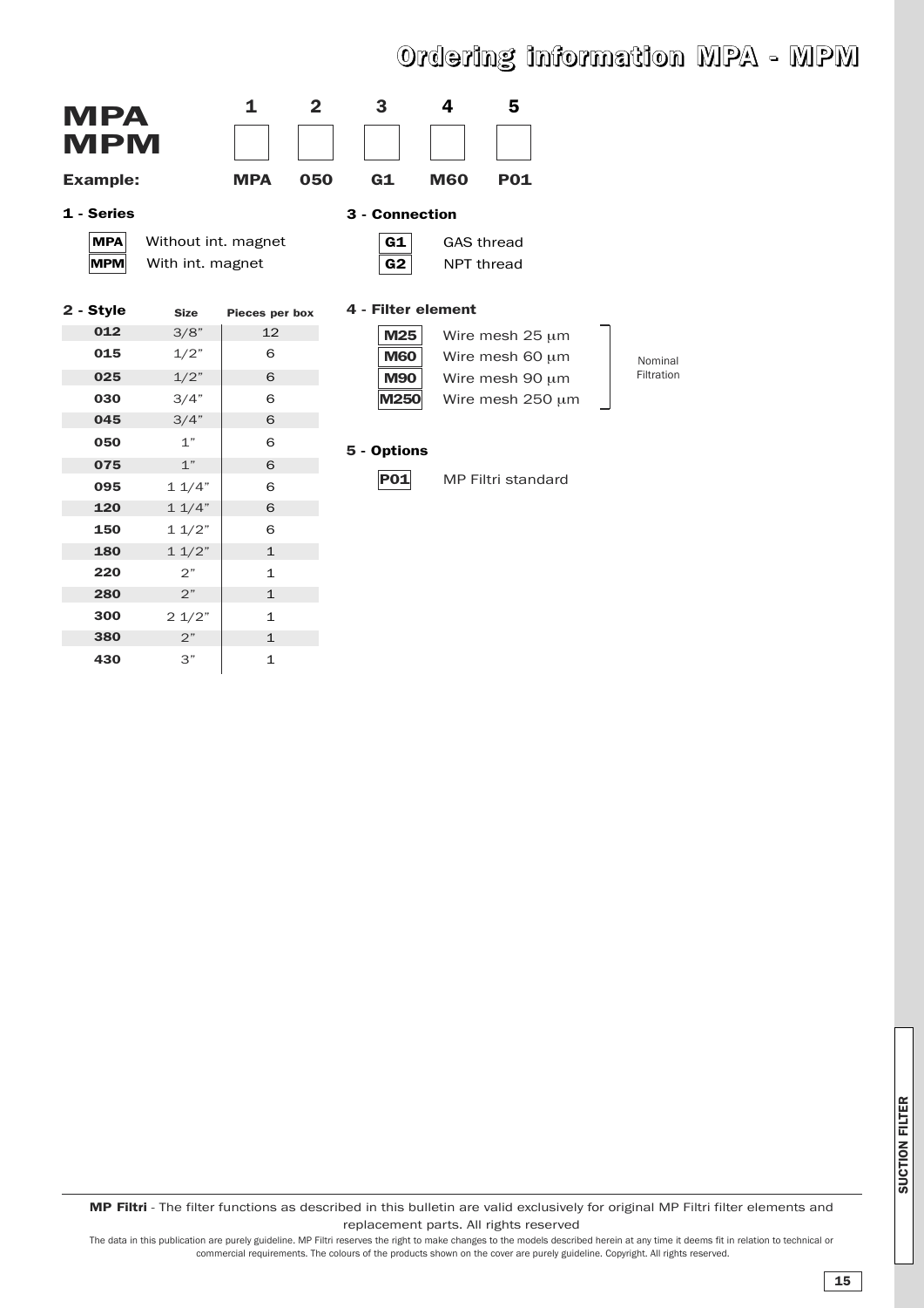# Ordering information MPA - MPM

**MPA**
**MPM**

| | 1 | 2 | 3 | 4 | 5 |
|---|---|---|---|---|---|
| **Example:** | **MPA** | **050** | **G1** | **M60** | **P01** |

### 1 - Series

| Code | Description |
|---|---|
| **MPA** | Without int. magnet |
| **MPM** | With int. magnet |

### 2 - Style

| Style | Size | Pieces per box |
|---|---|---|
| **012** | 3/8" | 12 |
| **015** | 1/2" | 6 |
| **025** | 1/2" | 6 |
| **030** | 3/4" | 6 |
| **045** | 3/4" | 6 |
| **050** | 1" | 6 |
| **075** | 1" | 6 |
| **095** | 1 1/4" | 6 |
| **120** | 1 1/4" | 6 |
| **150** | 1 1/2" | 6 |
| **180** | 1 1/2" | 1 |
| **220** | 2" | 1 |
| **280** | 2" | 1 |
| **300** | 2 1/2" | 1 |
| **380** | 2" | 1 |
| **430** | 3" | 1 |

### 3 - Connection

| Code | Description |
|---|---|
| **G1** | GAS thread |
| **G2** | NPT thread |

### 4 - Filter element

| Code | Description | |
|---|---|---|
| **M25** | Wire mesh 25 μm | Nominal Filtration |
| **M60** | Wire mesh 60 μm | |
| **M90** | Wire mesh 90 μm | |
| **M250** | Wire mesh 250 μm | |

### 5 - Options

| Code | Description |
|---|---|
| **P01** | MP Filtri standard |

**MP Filtri** - The filter functions as described in this bulletin are valid exclusively for original MP Filtri filter elements and replacement parts. All rights reserved

The data in this publication are purely guideline. MP Filtri reserves the right to make changes to the models described herein at any time it deems fit in relation to technical or commercial requirements. The colours of the products shown on the cover are purely guideline. Copyright. All rights reserved.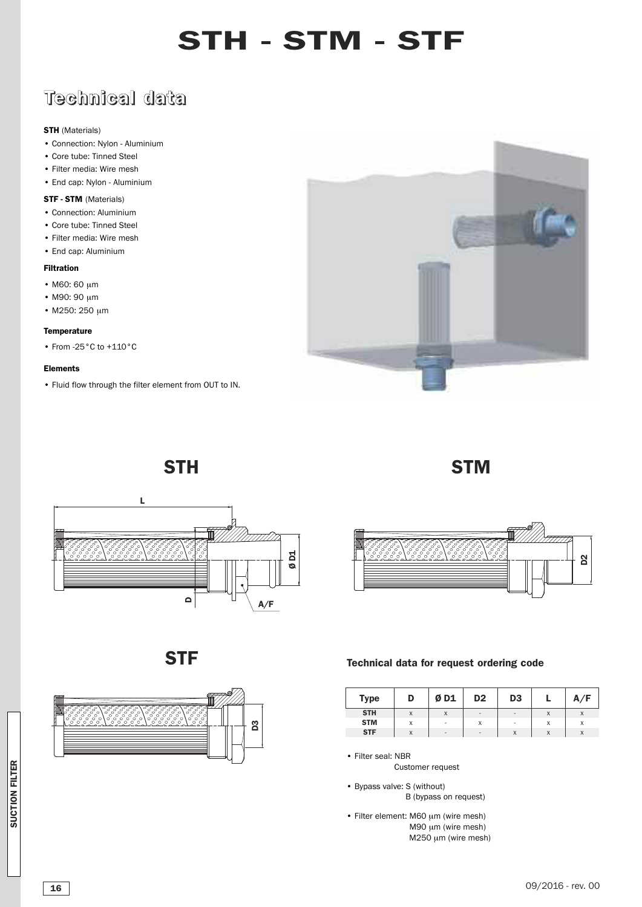# STH - STM - STF

## Technical data

**STH** (Materials)

- Connection: Nylon - Aluminium
- Core tube: Tinned Steel
- Filter media: Wire mesh
- End cap: Nylon - Aluminium

**STF - STM** (Materials)

- Connection: Aluminium
- Core tube: Tinned Steel
- Filter media: Wire mesh
- End cap: Aluminium

**Filtration**

- M60: 60 μm
- M90: 90 μm
- M250: 250 μm

**Temperature**

- From -25°C to +110°C

**Elements**

- Fluid flow through the filter element from OUT to IN.

### STH

L

Ø D1

D

A/F

### STM

D2

### STF

D3

### Technical data for request ordering code

| Type | D | Ø D1 | D2 | D3 | L | A/F |
|---|---|---|---|---|---|---|
| STH | x | x | - | - | x | x |
| STM | x | - | x | - | x | x |
| STF | x | - | - | x | x | x |

- Filter seal: NBR
  Customer request
- Bypass valve: S (without)
  B (bypass on request)
- Filter element: M60 μm (wire mesh)
  M90 μm (wire mesh)
  M250 μm (wire mesh)

09/2016 - rev. 00